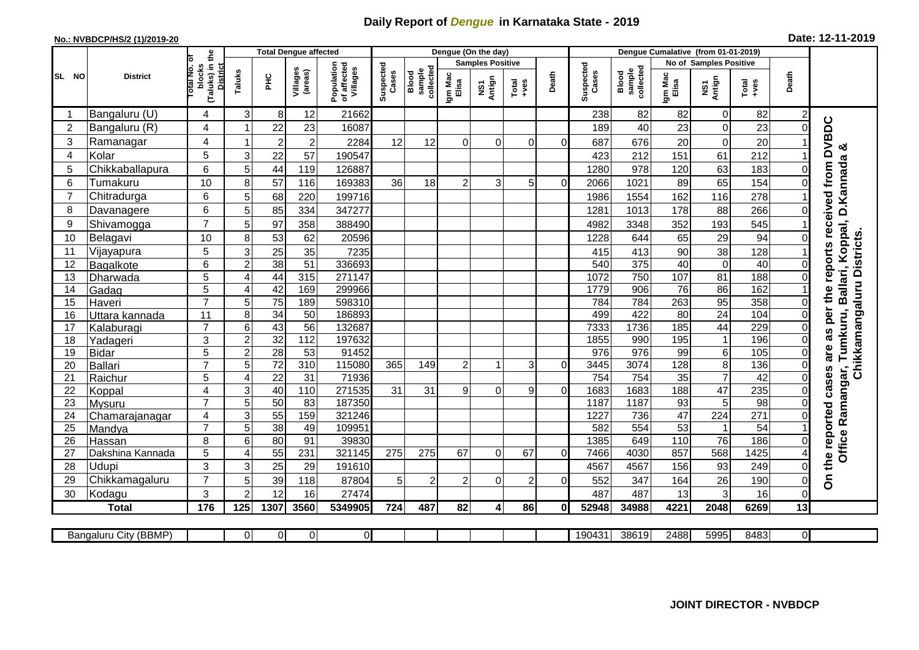# Daily Report of *Dengue* in Karnataka State - 2019

**No.: NVBDCP/HS/2 (1)/2019-20**

**Date: 12-11-2019**

| SL NO | District | Total No. of blocks (Taluks) in the District | Total Dengue affected | | | | Dengue (On the day) | | | | | | | Dengue Cumalative (from 01-01-2019) | | | | | | | |
|---|---|---|---|---|---|---|---|---|---|---|---|---|---|---|---|---|---|---|---|---|
| | | | Taluks | PHC | Villages (areas) | Population of affected Villages | Suspected Cases | Blood sample collected | Samples Positive | | | Death | Suspected Cases | Blood sample collected | No of Samples Positive | | | Death | |
| | | | | | | | | | Igm Mac Elisa | NS1 Antign | Total +ves | | | | Igm Mac Elisa | NS1 Antign | Total +ves | | |
| 1 | Bangaluru (U) | 4 | 3 | 8 | 12 | 21662 | | | | | | | 238 | 82 | 82 | 0 | 82 | 2 | On the reported cases are as per the reports received from DVBDC Office Ramangar, Tumkuru, Ballari, Koppal, D.Kannada & Chikkamangaluru Districts. |
| 2 | Bangaluru (R) | 4 | 1 | 22 | 23 | 16087 | | | | | | | 189 | 40 | 23 | 0 | 23 | 0 | |
| 3 | Ramanagar | 4 | 1 | 2 | 2 | 2284 | 12 | 12 | 0 | 0 | 0 | 0 | 687 | 676 | 20 | 0 | 20 | 1 | |
| 4 | Kolar | 5 | 3 | 22 | 57 | 190547 | | | | | | | 423 | 212 | 151 | 61 | 212 | 1 | |
| 5 | Chikkaballapura | 6 | 5 | 44 | 119 | 126887 | | | | | | | 1280 | 978 | 120 | 63 | 183 | 0 | |
| 6 | Tumakuru | 10 | 8 | 57 | 116 | 169383 | 36 | 18 | 2 | 3 | 5 | 0 | 2066 | 1021 | 89 | 65 | 154 | 0 | |
| 7 | Chitradurga | 6 | 5 | 68 | 220 | 199716 | | | | | | | 1986 | 1554 | 162 | 116 | 278 | 1 | |
| 8 | Davanagere | 6 | 5 | 85 | 334 | 347277 | | | | | | | 1281 | 1013 | 178 | 88 | 266 | 0 | |
| 9 | Shivamogga | 7 | 5 | 97 | 358 | 388490 | | | | | | | 4982 | 3348 | 352 | 193 | 545 | 1 | |
| 10 | Belagavi | 10 | 8 | 53 | 62 | 20596 | | | | | | | 1228 | 644 | 65 | 29 | 94 | 0 | |
| 11 | Vijayapura | 5 | 3 | 25 | 35 | 7235 | | | | | | | 415 | 413 | 90 | 38 | 128 | 1 | |
| 12 | Bagalkote | 6 | 2 | 38 | 51 | 336693 | | | | | | | 540 | 375 | 40 | 0 | 40 | 0 | |
| 13 | Dharwada | 5 | 4 | 44 | 315 | 271147 | | | | | | | 1072 | 750 | 107 | 81 | 188 | 0 | |
| 14 | Gadag | 5 | 4 | 42 | 169 | 299966 | | | | | | | 1779 | 906 | 76 | 86 | 162 | 1 | |
| 15 | Haveri | 7 | 5 | 75 | 189 | 598310 | | | | | | | 784 | 784 | 263 | 95 | 358 | 0 | |
| 16 | Uttara kannada | 11 | 8 | 34 | 50 | 186893 | | | | | | | 499 | 422 | 80 | 24 | 104 | 0 | |
| 17 | Kalaburagi | 7 | 6 | 43 | 56 | 132687 | | | | | | | 7333 | 1736 | 185 | 44 | 229 | 0 | |
| 18 | Yadageri | 3 | 2 | 32 | 112 | 197632 | | | | | | | 1855 | 990 | 195 | 1 | 196 | 0 | |
| 19 | Bidar | 5 | 2 | 28 | 53 | 91452 | | | | | | | 976 | 976 | 99 | 6 | 105 | 0 | |
| 20 | Ballari | 7 | 5 | 72 | 310 | 115080 | 365 | 149 | 2 | 1 | 3 | 0 | 3445 | 3074 | 128 | 8 | 136 | 0 | |
| 21 | Raichur | 5 | 4 | 22 | 31 | 71936 | | | | | | | 754 | 754 | 35 | 7 | 42 | 0 | |
| 22 | Koppal | 4 | 3 | 40 | 110 | 271535 | 31 | 31 | 9 | 0 | 9 | 0 | 1683 | 1683 | 188 | 47 | 235 | 0 | |
| 23 | Mysuru | 7 | 5 | 50 | 83 | 187350 | | | | | | | 1187 | 1187 | 93 | 5 | 98 | 0 | |
| 24 | Chamarajanagar | 4 | 3 | 55 | 159 | 321246 | | | | | | | 1227 | 736 | 47 | 224 | 271 | 0 | |
| 25 | Mandya | 7 | 5 | 38 | 49 | 109951 | | | | | | | 582 | 554 | 53 | 1 | 54 | 1 | |
| 26 | Hassan | 8 | 6 | 80 | 91 | 39830 | | | | | | | 1385 | 649 | 110 | 76 | 186 | 0 | |
| 27 | Dakshina Kannada | 5 | 4 | 55 | 231 | 321145 | 275 | 275 | 67 | 0 | 67 | 0 | 7466 | 4030 | 857 | 568 | 1425 | 4 | |
| 28 | Udupi | 3 | 3 | 25 | 29 | 191610 | | | | | | | 4567 | 4567 | 156 | 93 | 249 | 0 | |
| 29 | Chikkamagaluru | 7 | 5 | 39 | 118 | 87804 | 5 | 2 | 2 | 0 | 2 | 0 | 552 | 347 | 164 | 26 | 190 | 0 | |
| 30 | Kodagu | 3 | 2 | 12 | 16 | 27474 | | | | | | | 487 | 487 | 13 | 3 | 16 | 0 | |
| | **Total** | **176** | **125** | **1307** | **3560** | **5349905** | **724** | **487** | **82** | **4** | **86** | **0** | **52948** | **34988** | **4221** | **2048** | **6269** | **13** | |

| Bangaluru City (BBMP) | | 0 | 0 | 0 | 0 | | | | | | | 190431 | 38619 | 2488 | 5995 | 8483 | 0 | |
|---|---|---|---|---|---|---|---|---|---|---|---|---|---|---|---|---|---|---|

**JOINT DIRECTOR - NVBDCP**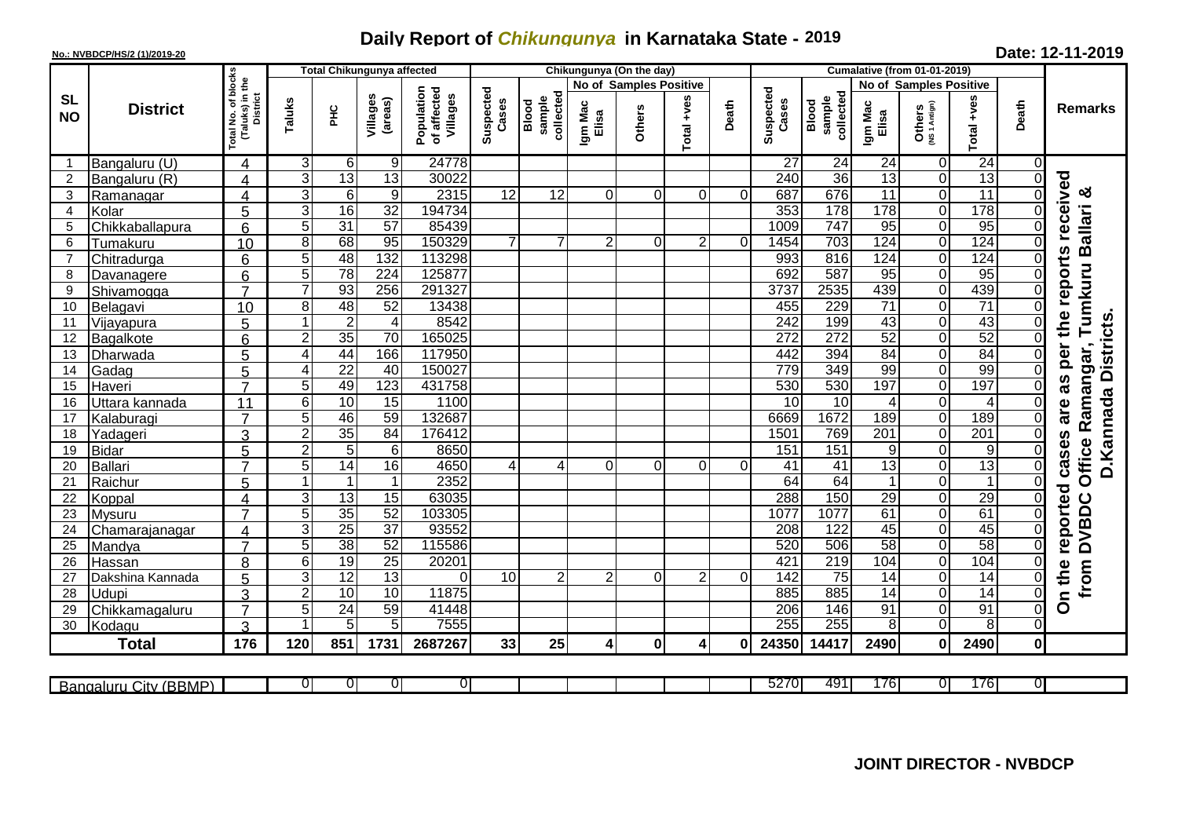# Daily Report of *Chikungunya* in Karnataka State - 2019

**No.: NVBDCP/HS/2 (1)/2019-20**

**Date: 12-11-2019**

| SL NO | District | Total No. of blocks (Taluks) in the District | Total Chikungunya affected | | | | Chikungunya (On the day) | | | | | | | Cumalative (from 01-01-2019) | | | | | | | Remarks |
|---|---|---|---|---|---|---|---|---|---|---|---|---|---|---|---|---|---|---|---|---|---|
| | | | Taluks | PHC | Villages (areas) | Population of affected Villages | Suspected Cases | Blood sample collected | No of Samples Positive | | | Death | Suspected Cases | Blood sample collected | No of Samples Positive | | | Death | |
| | | | | | | | | | Igm Mac Elisa | Others | Total +ves | | | | Igm Mac Elisa | Others (NS 1 Antign) | Total +ves | | |
| 1 | Bangaluru (U) | 4 | 3 | 6 | 9 | 24778 | | | | | | | 27 | 24 | 24 | 0 | 24 | 0 | On the reported cases are as per the reports received from DVBDC Office Ramangar, Tumkuru Ballari & D.Kannada Districts. |
| 2 | Bangaluru (R) | 4 | 3 | 13 | 13 | 30022 | | | | | | | 240 | 36 | 13 | 0 | 13 | 0 | |
| 3 | Ramanagar | 4 | 3 | 6 | 9 | 2315 | 12 | 12 | 0 | 0 | 0 | 0 | 687 | 676 | 11 | 0 | 11 | 0 | |
| 4 | Kolar | 5 | 3 | 16 | 32 | 194734 | | | | | | | 353 | 178 | 178 | 0 | 178 | 0 | |
| 5 | Chikkaballapura | 6 | 5 | 31 | 57 | 85439 | | | | | | | 1009 | 747 | 95 | 0 | 95 | 0 | |
| 6 | Tumakuru | 10 | 8 | 68 | 95 | 150329 | 7 | 7 | 2 | 0 | 2 | 0 | 1454 | 703 | 124 | 0 | 124 | 0 | |
| 7 | Chitradurga | 6 | 5 | 48 | 132 | 113298 | | | | | | | 993 | 816 | 124 | 0 | 124 | 0 | |
| 8 | Davanagere | 6 | 5 | 78 | 224 | 125877 | | | | | | | 692 | 587 | 95 | 0 | 95 | 0 | |
| 9 | Shivamogga | 7 | 7 | 93 | 256 | 291327 | | | | | | | 3737 | 2535 | 439 | 0 | 439 | 0 | |
| 10 | Belagavi | 10 | 8 | 48 | 52 | 13438 | | | | | | | 455 | 229 | 71 | 0 | 71 | 0 | |
| 11 | Vijayapura | 5 | 1 | 2 | 4 | 8542 | | | | | | | 242 | 199 | 43 | 0 | 43 | 0 | |
| 12 | Bagalkote | 6 | 2 | 35 | 70 | 165025 | | | | | | | 272 | 272 | 52 | 0 | 52 | 0 | |
| 13 | Dharwada | 5 | 4 | 44 | 166 | 117950 | | | | | | | 442 | 394 | 84 | 0 | 84 | 0 | |
| 14 | Gadag | 5 | 4 | 22 | 40 | 150027 | | | | | | | 779 | 349 | 99 | 0 | 99 | 0 | |
| 15 | Haveri | 7 | 5 | 49 | 123 | 431758 | | | | | | | 530 | 530 | 197 | 0 | 197 | 0 | |
| 16 | Uttara kannada | 11 | 6 | 10 | 15 | 1100 | | | | | | | 10 | 10 | 4 | 0 | 4 | 0 | |
| 17 | Kalaburagi | 7 | 5 | 46 | 59 | 132687 | | | | | | | 6669 | 1672 | 189 | 0 | 189 | 0 | |
| 18 | Yadageri | 3 | 2 | 35 | 84 | 176412 | | | | | | | 1501 | 769 | 201 | 0 | 201 | 0 | |
| 19 | Bidar | 5 | 2 | 5 | 6 | 8650 | | | | | | | 151 | 151 | 9 | 0 | 9 | 0 | |
| 20 | Ballari | 7 | 5 | 14 | 16 | 4650 | 4 | 4 | 0 | 0 | 0 | 0 | 41 | 41 | 13 | 0 | 13 | 0 | |
| 21 | Raichur | 5 | 1 | 1 | 1 | 2352 | | | | | | | 64 | 64 | 1 | 0 | 1 | 0 | |
| 22 | Koppal | 4 | 3 | 13 | 15 | 63035 | | | | | | | 288 | 150 | 29 | 0 | 29 | 0 | |
| 23 | Mysuru | 7 | 5 | 35 | 52 | 103305 | | | | | | | 1077 | 1077 | 61 | 0 | 61 | 0 | |
| 24 | Chamarajanagar | 4 | 3 | 25 | 37 | 93552 | | | | | | | 208 | 122 | 45 | 0 | 45 | 0 | |
| 25 | Mandya | 7 | 5 | 38 | 52 | 115586 | | | | | | | 520 | 506 | 58 | 0 | 58 | 0 | |
| 26 | Hassan | 8 | 6 | 19 | 25 | 20201 | | | | | | | 421 | 219 | 104 | 0 | 104 | 0 | |
| 27 | Dakshina Kannada | 5 | 3 | 12 | 13 | 0 | 10 | 2 | 2 | 0 | 2 | 0 | 142 | 75 | 14 | 0 | 14 | 0 | |
| 28 | Udupi | 3 | 2 | 10 | 10 | 11875 | | | | | | | 885 | 885 | 14 | 0 | 14 | 0 | |
| 29 | Chikkamagaluru | 7 | 5 | 24 | 59 | 41448 | | | | | | | 206 | 146 | 91 | 0 | 91 | 0 | |
| 30 | Kodagu | 3 | 1 | 5 | 5 | 7555 | | | | | | | 255 | 255 | 8 | 0 | 8 | 0 | |
| **Total** | | **176** | **120** | **851** | **1731** | **2687267** | **33** | **25** | **4** | **0** | **4** | **0** | **24350** | **14417** | **2490** | **0** | **2490** | **0** | |

| | | | | | | | | | | | | | | | | | | |
|---|---|---|---|---|---|---|---|---|---|---|---|---|---|---|---|---|---|---|
| Bangaluru City (BBMP) | | 0 | 0 | 0 | 0 | | | | | | | 5270 | 491 | 176 | 0 | 176 | 0 | |

**JOINT DIRECTOR - NVBDCP**